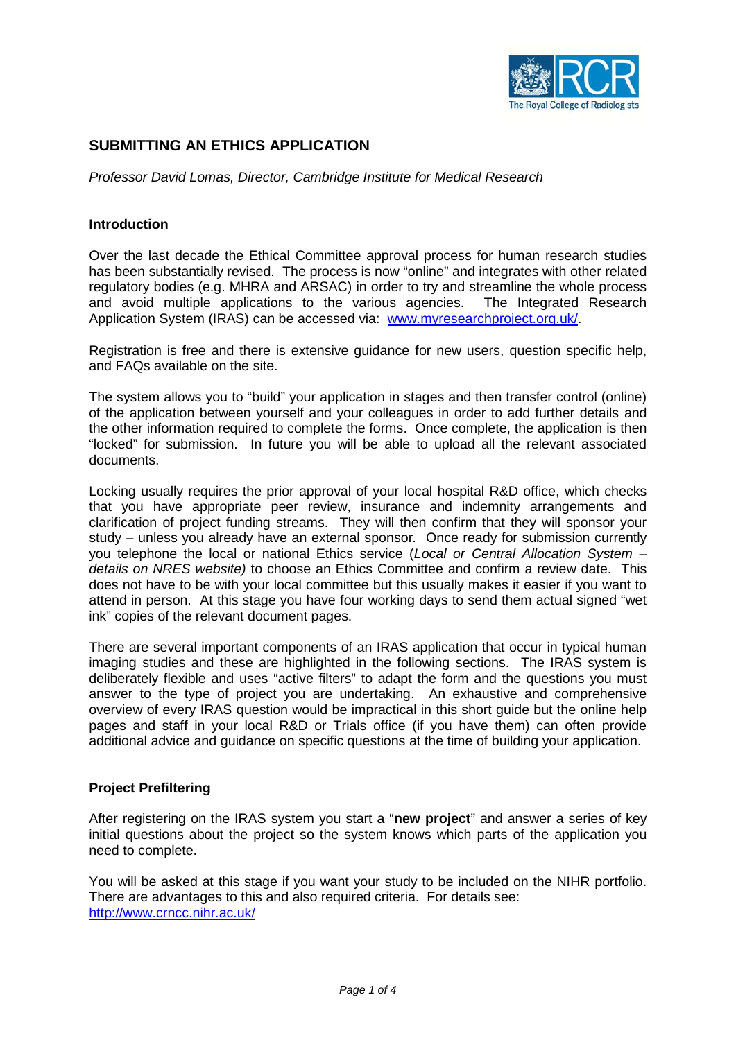# SUBMITTING AN ETHICS APPLICATION

*Professor David Lomas, Director, Cambridge Institute for Medical Research*

## Introduction

Over the last decade the Ethical Committee approval process for human research studies has been substantially revised. The process is now "online" and integrates with other related regulatory bodies (e.g. MHRA and ARSAC) in order to try and streamline the whole process and avoid multiple applications to the various agencies. The Integrated Research Application System (IRAS) can be accessed via: [www.myresearchproject.org.uk/](http://www.myresearchproject.org.uk/).

Registration is free and there is extensive guidance for new users, question specific help, and FAQs available on the site.

The system allows you to "build" your application in stages and then transfer control (online) of the application between yourself and your colleagues in order to add further details and the other information required to complete the forms. Once complete, the application is then "locked" for submission. In future you will be able to upload all the relevant associated documents.

Locking usually requires the prior approval of your local hospital R&D office, which checks that you have appropriate peer review, insurance and indemnity arrangements and clarification of project funding streams. They will then confirm that they will sponsor your study – unless you already have an external sponsor. Once ready for submission currently you telephone the local or national Ethics service (*Local or Central Allocation System – details on NRES website)* to choose an Ethics Committee and confirm a review date. This does not have to be with your local committee but this usually makes it easier if you want to attend in person. At this stage you have four working days to send them actual signed "wet ink" copies of the relevant document pages.

There are several important components of an IRAS application that occur in typical human imaging studies and these are highlighted in the following sections. The IRAS system is deliberately flexible and uses "active filters" to adapt the form and the questions you must answer to the type of project you are undertaking. An exhaustive and comprehensive overview of every IRAS question would be impractical in this short guide but the online help pages and staff in your local R&D or Trials office (if you have them) can often provide additional advice and guidance on specific questions at the time of building your application.

## Project Prefiltering

After registering on the IRAS system you start a "**new project**" and answer a series of key initial questions about the project so the system knows which parts of the application you need to complete.

You will be asked at this stage if you want your study to be included on the NIHR portfolio. There are advantages to this and also required criteria. For details see: [http://www.crncc.nihr.ac.uk/](http://www.crncc.nihr.ac.uk/)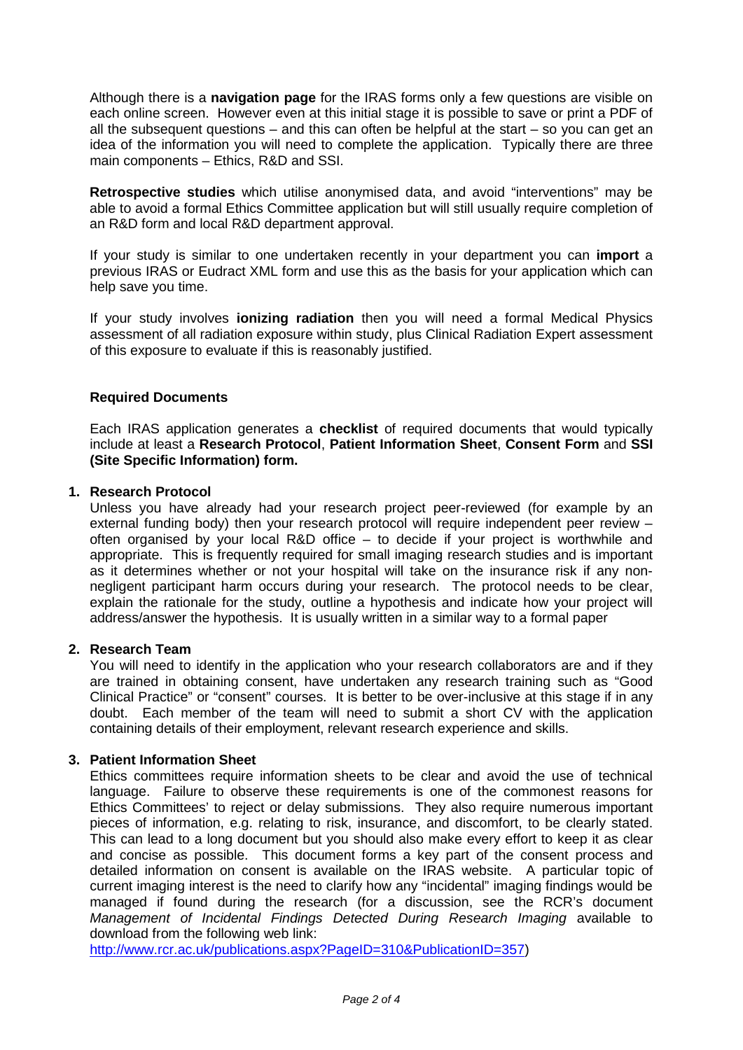Although there is a **navigation page** for the IRAS forms only a few questions are visible on each online screen. However even at this initial stage it is possible to save or print a PDF of all the subsequent questions – and this can often be helpful at the start – so you can get an idea of the information you will need to complete the application. Typically there are three main components – Ethics, R&D and SSI.

**Retrospective studies** which utilise anonymised data, and avoid "interventions" may be able to avoid a formal Ethics Committee application but will still usually require completion of an R&D form and local R&D department approval.

If your study is similar to one undertaken recently in your department you can **import** a previous IRAS or Eudract XML form and use this as the basis for your application which can help save you time.

If your study involves **ionizing radiation** then you will need a formal Medical Physics assessment of all radiation exposure within study, plus Clinical Radiation Expert assessment of this exposure to evaluate if this is reasonably justified.

## Required Documents

Each IRAS application generates a **checklist** of required documents that would typically include at least a **Research Protocol**, **Patient Information Sheet**, **Consent Form** and **SSI (Site Specific Information) form.**

### 1. Research Protocol

Unless you have already had your research project peer-reviewed (for example by an external funding body) then your research protocol will require independent peer review – often organised by your local R&D office – to decide if your project is worthwhile and appropriate. This is frequently required for small imaging research studies and is important as it determines whether or not your hospital will take on the insurance risk if any non-negligent participant harm occurs during your research. The protocol needs to be clear, explain the rationale for the study, outline a hypothesis and indicate how your project will address/answer the hypothesis. It is usually written in a similar way to a formal paper

### 2. Research Team

You will need to identify in the application who your research collaborators are and if they are trained in obtaining consent, have undertaken any research training such as "Good Clinical Practice" or "consent" courses. It is better to be over-inclusive at this stage if in any doubt. Each member of the team will need to submit a short CV with the application containing details of their employment, relevant research experience and skills.

### 3. Patient Information Sheet

Ethics committees require information sheets to be clear and avoid the use of technical language. Failure to observe these requirements is one of the commonest reasons for Ethics Committees' to reject or delay submissions. They also require numerous important pieces of information, e.g. relating to risk, insurance, and discomfort, to be clearly stated. This can lead to a long document but you should also make every effort to keep it as clear and concise as possible. This document forms a key part of the consent process and detailed information on consent is available on the IRAS website. A particular topic of current imaging interest is the need to clarify how any "incidental" imaging findings would be managed if found during the research (for a discussion, see the RCR's document *Management of Incidental Findings Detected During Research Imaging* available to download from the following web link: http://www.rcr.ac.uk/publications.aspx?PageID=310&PublicationID=357)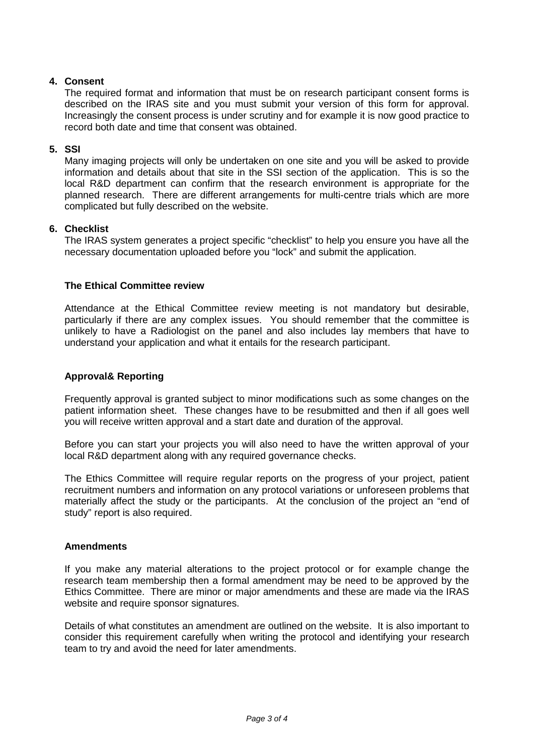4. **Consent**

   The required format and information that must be on research participant consent forms is described on the IRAS site and you must submit your version of this form for approval. Increasingly the consent process is under scrutiny and for example it is now good practice to record both date and time that consent was obtained.

5. **SSI**

   Many imaging projects will only be undertaken on one site and you will be asked to provide information and details about that site in the SSI section of the application. This is so the local R&D department can confirm that the research environment is appropriate for the planned research. There are different arrangements for multi-centre trials which are more complicated but fully described on the website.

6. **Checklist**

   The IRAS system generates a project specific "checklist" to help you ensure you have all the necessary documentation uploaded before you "lock" and submit the application.

**The Ethical Committee review**

Attendance at the Ethical Committee review meeting is not mandatory but desirable, particularly if there are any complex issues. You should remember that the committee is unlikely to have a Radiologist on the panel and also includes lay members that have to understand your application and what it entails for the research participant.

**Approval& Reporting**

Frequently approval is granted subject to minor modifications such as some changes on the patient information sheet. These changes have to be resubmitted and then if all goes well you will receive written approval and a start date and duration of the approval.

Before you can start your projects you will also need to have the written approval of your local R&D department along with any required governance checks.

The Ethics Committee will require regular reports on the progress of your project, patient recruitment numbers and information on any protocol variations or unforeseen problems that materially affect the study or the participants. At the conclusion of the project an "end of study" report is also required.

**Amendments**

If you make any material alterations to the project protocol or for example change the research team membership then a formal amendment may be need to be approved by the Ethics Committee. There are minor or major amendments and these are made via the IRAS website and require sponsor signatures.

Details of what constitutes an amendment are outlined on the website. It is also important to consider this requirement carefully when writing the protocol and identifying your research team to try and avoid the need for later amendments.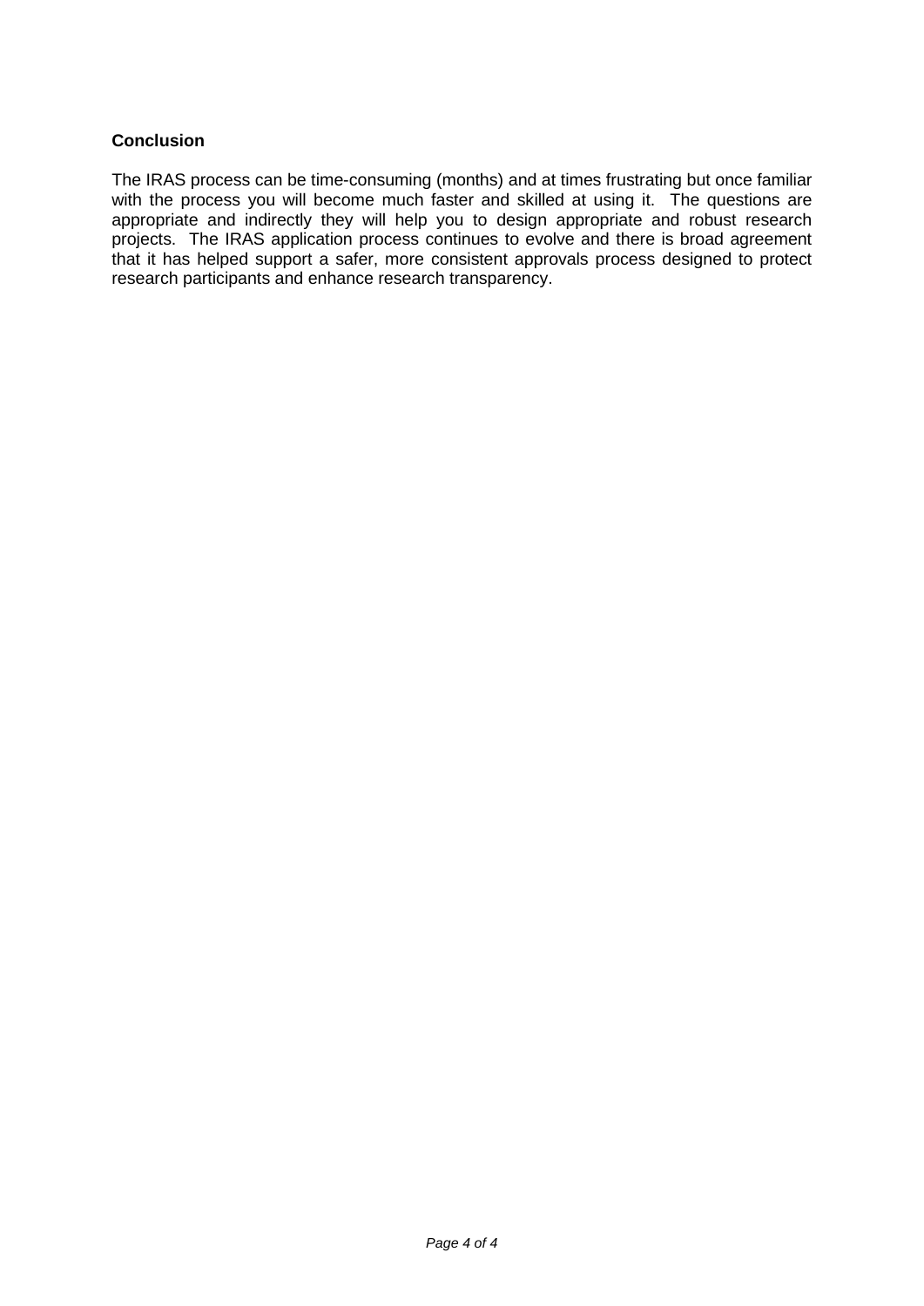**Conclusion**

The IRAS process can be time-consuming (months) and at times frustrating but once familiar with the process you will become much faster and skilled at using it. The questions are appropriate and indirectly they will help you to design appropriate and robust research projects. The IRAS application process continues to evolve and there is broad agreement that it has helped support a safer, more consistent approvals process designed to protect research participants and enhance research transparency.